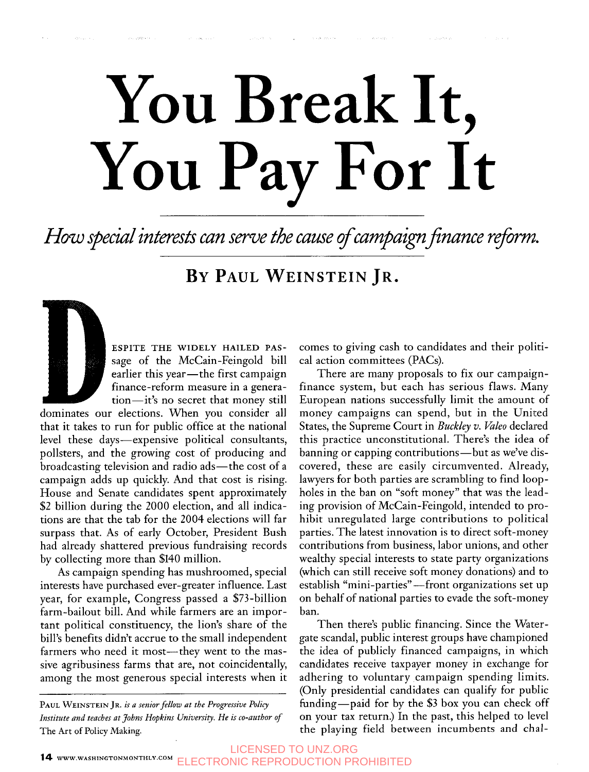# You Break It, You Pay For It

*How special interests can serve the cause of campaign finance reform.*

**BY PAUL WEINSTEIN JR.**

DESPITE THE WIDELY HAILED PASSAGE of the McCain-Feingold bill earlier this year—the first campaign finance-reform measure in a generation—it's no secret that money still dominates our elections. When you consider all that it takes to run for public office at the national level these days—expensive political consultants, pollsters, and the growing cost of producing and broadcasting television and radio ads—the cost of a campaign adds up quickly. And that cost is rising. House and Senate candidates spent approximately $2 billion during the 2000 election, and all indications are that the tab for the 2004 elections will far surpass that. As of early October, President Bush had already shattered previous fundraising records by collecting more than $140 million.

As campaign spending has mushroomed, special interests have purchased ever-greater influence. Last year, for example, Congress passed a $73-billion farm-bailout bill. And while farmers are an important political constituency, the lion's share of the bill's benefits didn't accrue to the small independent farmers who need it most—they went to the massive agribusiness farms that are, not coincidentally, among the most generous special interests when it comes to giving cash to candidates and their political action committees (PACs).

There are many proposals to fix our campaign-finance system, but each has serious flaws. Many European nations successfully limit the amount of money campaigns can spend, but in the United States, the Supreme Court in *Buckley v. Valeo* declared this practice unconstitutional. There's the idea of banning or capping contributions—but as we've discovered, these are easily circumvented. Already, lawyers for both parties are scrambling to find loopholes in the ban on "soft money" that was the leading provision of McCain-Feingold, intended to prohibit unregulated large contributions to political parties. The latest innovation is to direct soft-money contributions from business, labor unions, and other wealthy special interests to state party organizations (which can still receive soft money donations) and to establish "mini-parties"—front organizations set up on behalf of national parties to evade the soft-money ban.

Then there's public financing. Since the Watergate scandal, public interest groups have championed the idea of publicly financed campaigns, in which candidates receive taxpayer money in exchange for adhering to voluntary campaign spending limits. (Only presidential candidates can qualify for public funding—paid for by the $3 box you can check off on your tax return.) In the past, this helped to level the playing field between incumbents and chal-

PAUL WEINSTEIN JR. *is a senior fellow at the Progressive Policy Institute and teaches at Johns Hopkins University. He is co-author of* The Art of Policy Making.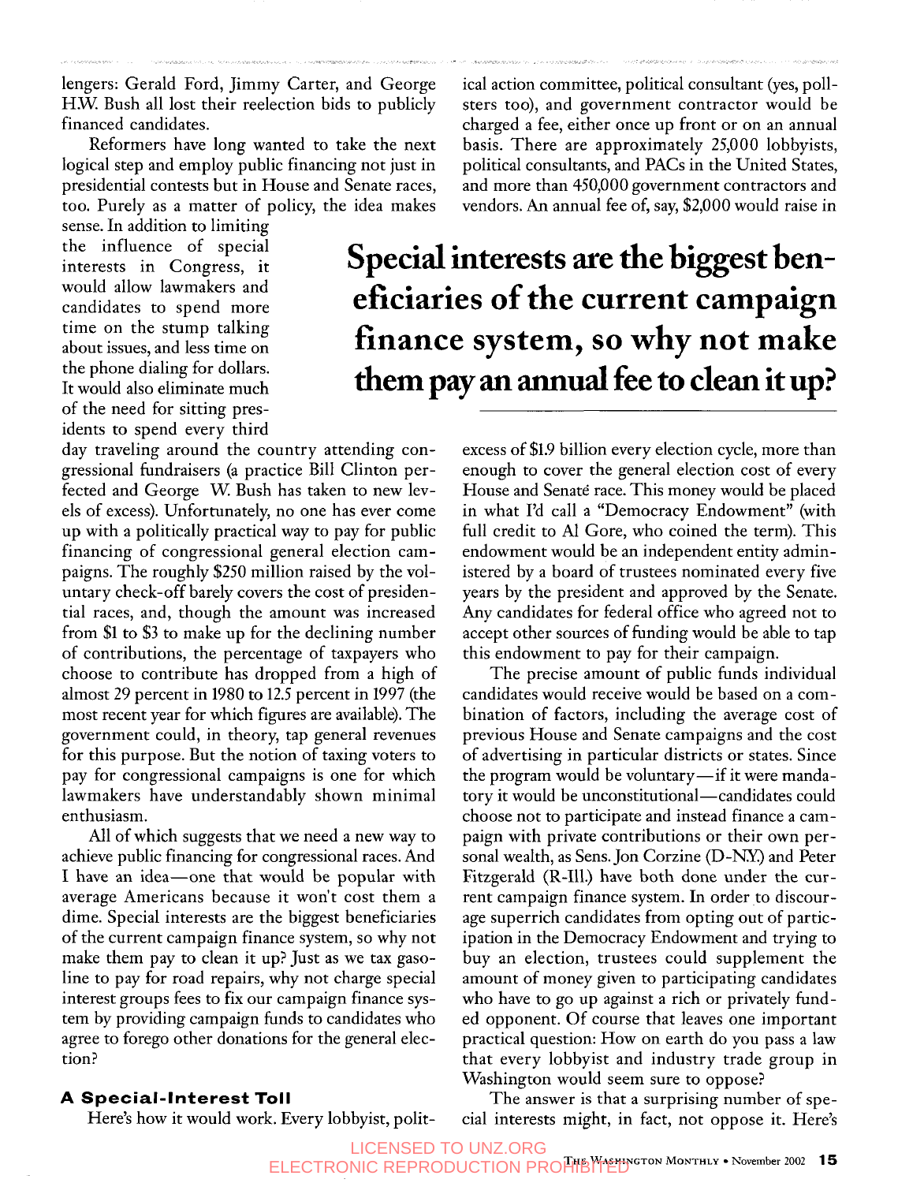lengers: Gerald Ford, Jimmy Carter, and George H.W. Bush all lost their reelection bids to publicly financed candidates.

Reformers have long wanted to take the next logical step and employ public financing not just in presidential contests but in House and Senate races, too. Purely as a matter of policy, the idea makes sense. In addition to limiting the influence of special interests in Congress, it would allow lawmakers and candidates to spend more time on the stump talking about issues, and less time on the phone dialing for dollars. It would also eliminate much of the need for sitting presidents to spend every third day traveling around the country attending congressional fundraisers (a practice Bill Clinton perfected and George W. Bush has taken to new levels of excess). Unfortunately, no one has ever come up with a politically practical way to pay for public financing of congressional general election campaigns. The roughly $250 million raised by the voluntary check-off barely covers the cost of presidential races, and, though the amount was increased from $1 to $3 to make up for the declining number of contributions, the percentage of taxpayers who choose to contribute has dropped from a high of almost 29 percent in 1980 to 12.5 percent in 1997 (the most recent year for which figures are available). The government could, in theory, tap general revenues for this purpose. But the notion of taxing voters to pay for congressional campaigns is one for which lawmakers have understandably shown minimal enthusiasm.

All of which suggests that we need a new way to achieve public financing for congressional races. And I have an idea—one that would be popular with average Americans because it won't cost them a dime. Special interests are the biggest beneficiaries of the current campaign finance system, so why not make them pay to clean it up? Just as we tax gasoline to pay for road repairs, why not charge special interest groups fees to fix our campaign finance system by providing campaign funds to candidates who agree to forego other donations for the general election?

**Special interests are the biggest beneficiaries of the current campaign finance system, so why not make them pay an annual fee to clean it up?**

### A Special-Interest Toll

Here's how it would work. Every lobbyist, political action committee, political consultant (yes, pollsters too), and government contractor would be charged a fee, either once up front or on an annual basis. There are approximately 25,000 lobbyists, political consultants, and PACs in the United States, and more than 450,000 government contractors and vendors. An annual fee of, say, $2,000 would raise in excess of $1.9 billion every election cycle, more than enough to cover the general election cost of every House and Senate race. This money would be placed in what I'd call a "Democracy Endowment" (with full credit to Al Gore, who coined the term). This endowment would be an independent entity administered by a board of trustees nominated every five years by the president and approved by the Senate. Any candidates for federal office who agreed not to accept other sources of funding would be able to tap this endowment to pay for their campaign.

The precise amount of public funds individual candidates would receive would be based on a combination of factors, including the average cost of previous House and Senate campaigns and the cost of advertising in particular districts or states. Since the program would be voluntary—if it were mandatory it would be unconstitutional—candidates could choose not to participate and instead finance a campaign with private contributions or their own personal wealth, as Sens. Jon Corzine (D-N.Y.) and Peter Fitzgerald (R-Ill.) have both done under the current campaign finance system. In order to discourage superrich candidates from opting out of participation in the Democracy Endowment and trying to buy an election, trustees could supplement the amount of money given to participating candidates who have to go up against a rich or privately funded opponent. Of course that leaves one important practical question: How on earth do you pass a law that every lobbyist and industry trade group in Washington would seem sure to oppose?

The answer is that a surprising number of special interests might, in fact, not oppose it. Here's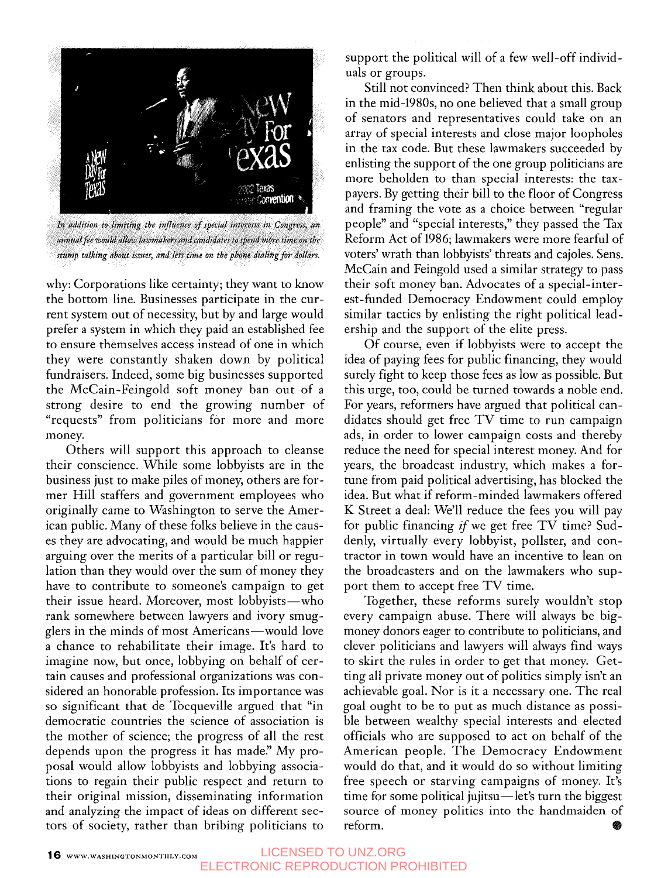*In addition to limiting the influence of special interests in Congress, an annual fee would allow lawmakers and candidates to spend more time on the stump talking about issues, and less time on the phone dialing for dollars.*

why: Corporations like certainty; they want to know the bottom line. Businesses participate in the current system out of necessity, but by and large would prefer a system in which they paid an established fee to ensure themselves access instead of one in which they were constantly shaken down by political fundraisers. Indeed, some big businesses supported the McCain-Feingold soft money ban out of a strong desire to end the growing number of "requests" from politicians for more and more money.

Others will support this approach to cleanse their conscience. While some lobbyists are in the business just to make piles of money, others are former Hill staffers and government employees who originally came to Washington to serve the American public. Many of these folks believe in the causes they are advocating, and would be much happier arguing over the merits of a particular bill or regulation than they would over the sum of money they have to contribute to someone's campaign to get their issue heard. Moreover, most lobbyists—who rank somewhere between lawyers and ivory smugglers in the minds of most Americans—would love a chance to rehabilitate their image. It's hard to imagine now, but once, lobbying on behalf of certain causes and professional organizations was considered an honorable profession. Its importance was so significant that de Tocqueville argued that "in democratic countries the science of association is the mother of science; the progress of all the rest depends upon the progress it has made." My proposal would allow lobbyists and lobbying associations to regain their public respect and return to their original mission, disseminating information and analyzing the impact of ideas on different sectors of society, rather than bribing politicians to support the political will of a few well-off individuals or groups.

Still not convinced? Then think about this. Back in the mid-1980s, no one believed that a small group of senators and representatives could take on an array of special interests and close major loopholes in the tax code. But these lawmakers succeeded by enlisting the support of the one group politicians are more beholden to than special interests: the taxpayers. By getting their bill to the floor of Congress and framing the vote as a choice between "regular people" and "special interests," they passed the Tax Reform Act of 1986; lawmakers were more fearful of voters' wrath than lobbyists' threats and cajoles. Sens. McCain and Feingold used a similar strategy to pass their soft money ban. Advocates of a special-interest-funded Democracy Endowment could employ similar tactics by enlisting the right political leadership and the support of the elite press.

Of course, even if lobbyists were to accept the idea of paying fees for public financing, they would surely fight to keep those fees as low as possible. But this urge, too, could be turned towards a noble end. For years, reformers have argued that political candidates should get free TV time to run campaign ads, in order to lower campaign costs and thereby reduce the need for special interest money. And for years, the broadcast industry, which makes a fortune from paid political advertising, has blocked the idea. But what if reform-minded lawmakers offered K Street a deal: We'll reduce the fees you will pay for public financing *if* we get free TV time? Suddenly, virtually every lobbyist, pollster, and contractor in town would have an incentive to lean on the broadcasters and on the lawmakers who support them to accept free TV time.

Together, these reforms surely wouldn't stop every campaign abuse. There will always be big-money donors eager to contribute to politicians, and clever politicians and lawyers will always find ways to skirt the rules in order to get that money. Getting all private money out of politics simply isn't an achievable goal. Nor is it a necessary one. The real goal ought to be to put as much distance as possible between wealthy special interests and elected officials who are supposed to act on behalf of the American people. The Democracy Endowment would do that, and it would do so without limiting free speech or starving campaigns of money. It's time for some political jujitsu—let's turn the biggest source of money politics into the handmaiden of reform.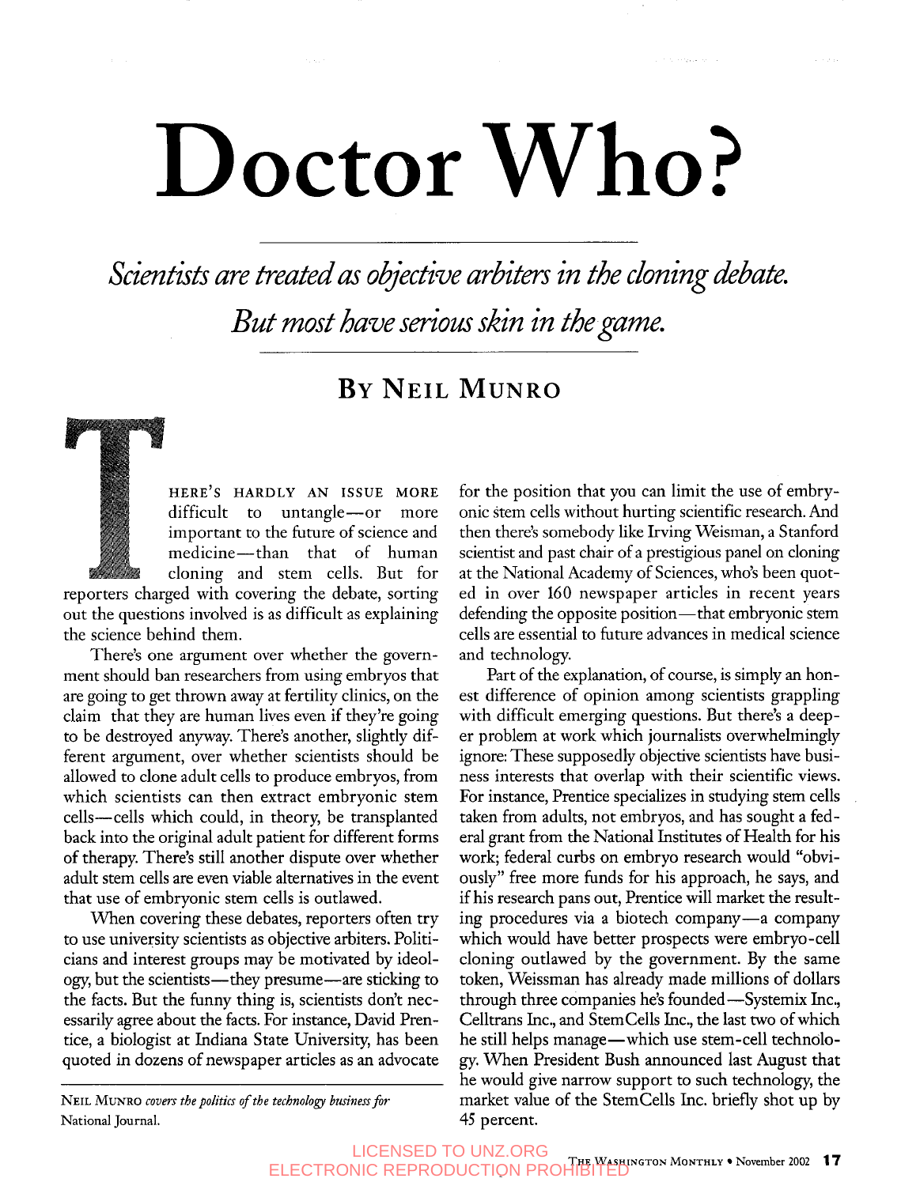# Doctor Who?

*Scientists are treated as objective arbiters in the cloning debate. But most have serious skin in the game.*

## By Neil Munro

THERE'S HARDLY AN ISSUE MORE difficult to untangle—or more important to the future of science and medicine—than that of human cloning and stem cells. But for reporters charged with covering the debate, sorting out the questions involved is as difficult as explaining the science behind them.

There's one argument over whether the government should ban researchers from using embryos that are going to get thrown away at fertility clinics, on the claim that they are human lives even if they're going to be destroyed anyway. There's another, slightly different argument, over whether scientists should be allowed to clone adult cells to produce embryos, from which scientists can then extract embryonic stem cells—cells which could, in theory, be transplanted back into the original adult patient for different forms of therapy. There's still another dispute over whether adult stem cells are even viable alternatives in the event that use of embryonic stem cells is outlawed.

When covering these debates, reporters often try to use university scientists as objective arbiters. Politicians and interest groups may be motivated by ideology, but the scientists—they presume—are sticking to the facts. But the funny thing is, scientists don't necessarily agree about the facts. For instance, David Prentice, a biologist at Indiana State University, has been quoted in dozens of newspaper articles as an advocate for the position that you can limit the use of embryonic stem cells without hurting scientific research. And then there's somebody like Irving Weisman, a Stanford scientist and past chair of a prestigious panel on cloning at the National Academy of Sciences, who's been quoted in over 160 newspaper articles in recent years defending the opposite position—that embryonic stem cells are essential to future advances in medical science and technology.

Part of the explanation, of course, is simply an honest difference of opinion among scientists grappling with difficult emerging questions. But there's a deeper problem at work which journalists overwhelmingly ignore: These supposedly objective scientists have business interests that overlap with their scientific views. For instance, Prentice specializes in studying stem cells taken from adults, not embryos, and has sought a federal grant from the National Institutes of Health for his work; federal curbs on embryo research would "obviously" free more funds for his approach, he says, and if his research pans out, Prentice will market the resulting procedures via a biotech company—a company which would have better prospects were embryo-cell cloning outlawed by the government. By the same token, Weissman has already made millions of dollars through three companies he's founded—Systemix Inc., Celltrans Inc., and StemCells Inc., the last two of which he still helps manage—which use stem-cell technology. When President Bush announced last August that he would give narrow support to such technology, the market value of the StemCells Inc. briefly shot up by 45 percent.

NEIL MUNRO *covers the politics of the technology business for* National Journal.